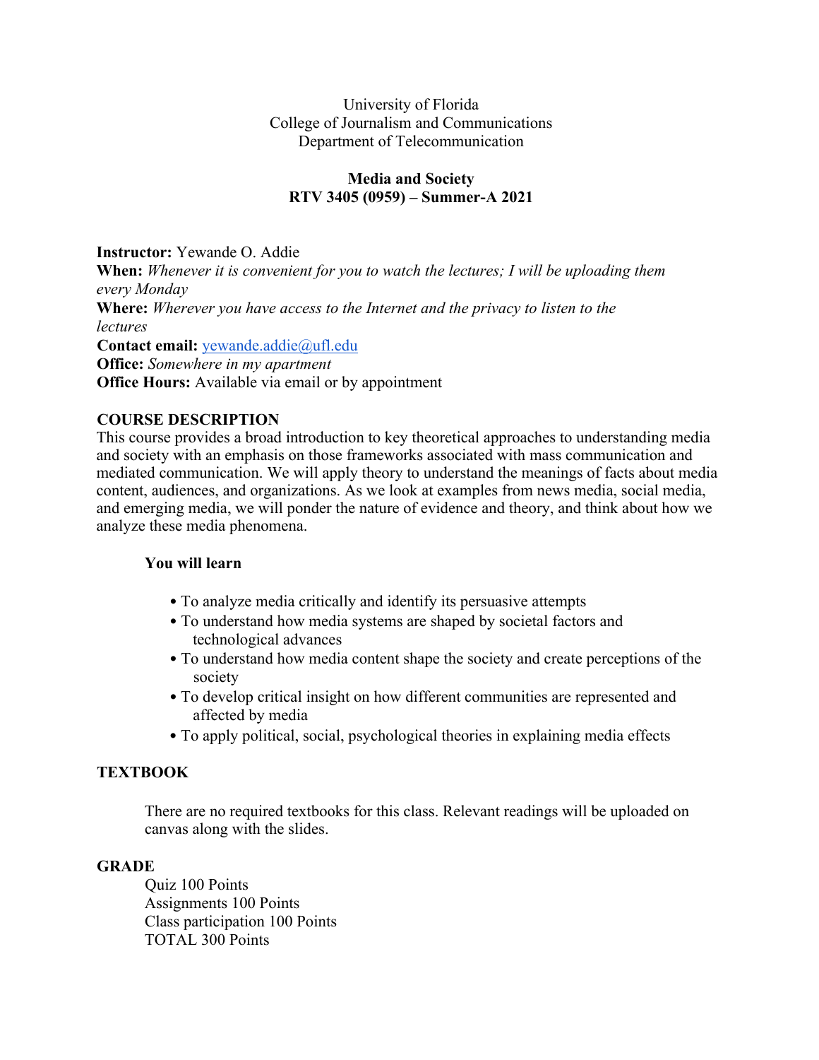University of Florida
College of Journalism and Communications
Department of Telecommunication

**Media and Society**
**RTV 3405 (0959) – Summer-A 2021**

**Instructor:** Yewande O. Addie
**When:** *Whenever it is convenient for you to watch the lectures; I will be uploading them every Monday*
**Where:** *Wherever you have access to the Internet and the privacy to listen to the lectures*
**Contact email:** yewande.addie@ufl.edu
**Office:** *Somewhere in my apartment*
**Office Hours:** Available via email or by appointment

## COURSE DESCRIPTION

This course provides a broad introduction to key theoretical approaches to understanding media and society with an emphasis on those frameworks associated with mass communication and mediated communication. We will apply theory to understand the meanings of facts about media content, audiences, and organizations. As we look at examples from news media, social media, and emerging media, we will ponder the nature of evidence and theory, and think about how we analyze these media phenomena.

**You will learn**

- To analyze media critically and identify its persuasive attempts
- To understand how media systems are shaped by societal factors and technological advances
- To understand how media content shape the society and create perceptions of the society
- To develop critical insight on how different communities are represented and affected by media
- To apply political, social, psychological theories in explaining media effects

## TEXTBOOK

There are no required textbooks for this class. Relevant readings will be uploaded on canvas along with the slides.

## GRADE

Quiz 100 Points
Assignments 100 Points
Class participation 100 Points
TOTAL 300 Points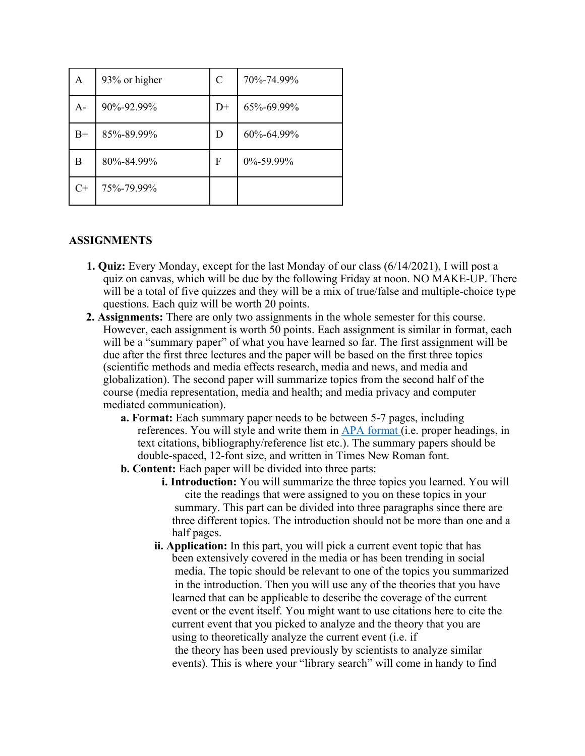| A | 93% or higher | C | 70%-74.99% |
|---|---|---|---|
| A- | 90%-92.99% | D+ | 65%-69.99% |
| B+ | 85%-89.99% | D | 60%-64.99% |
| B | 80%-84.99% | F | 0%-59.99% |
| C+ | 75%-79.99% | | |

## ASSIGNMENTS

1. **Quiz:** Every Monday, except for the last Monday of our class (6/14/2021), I will post a quiz on canvas, which will be due by the following Friday at noon. NO MAKE-UP. There will be a total of five quizzes and they will be a mix of true/false and multiple-choice type questions. Each quiz will be worth 20 points.
2. **Assignments:** There are only two assignments in the whole semester for this course. However, each assignment is worth 50 points. Each assignment is similar in format, each will be a "summary paper" of what you have learned so far. The first assignment will be due after the first three lectures and the paper will be based on the first three topics (scientific methods and media effects research, media and news, and media and globalization). The second paper will summarize topics from the second half of the course (media representation, media and health; and media privacy and computer mediated communication).
    a. **Format:** Each summary paper needs to be between 5-7 pages, including references. You will style and write them in APA format (i.e. proper headings, in text citations, bibliography/reference list etc.). The summary papers should be double-spaced, 12-font size, and written in Times New Roman font.
    b. **Content:** Each paper will be divided into three parts:
        i. **Introduction:** You will summarize the three topics you learned. You will cite the readings that were assigned to you on these topics in your summary. This part can be divided into three paragraphs since there are three different topics. The introduction should not be more than one and a half pages.
        ii. **Application:** In this part, you will pick a current event topic that has been extensively covered in the media or has been trending in social media. The topic should be relevant to one of the topics you summarized in the introduction. Then you will use any of the theories that you have learned that can be applicable to describe the coverage of the current event or the event itself. You might want to use citations here to cite the current event that you picked to analyze and the theory that you are using to theoretically analyze the current event (i.e. if the theory has been used previously by scientists to analyze similar events). This is where your "library search" will come in handy to find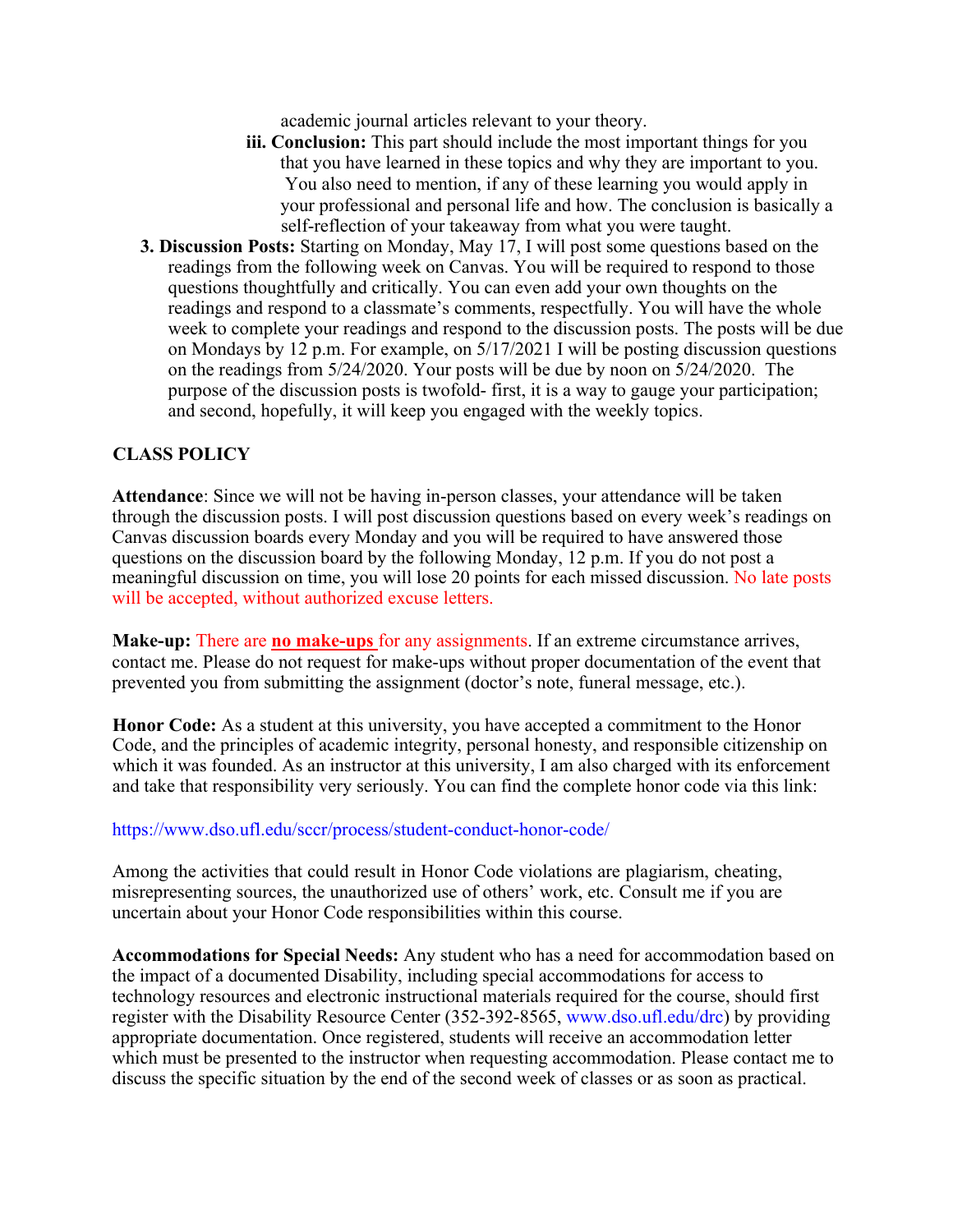academic journal articles relevant to your theory.

   iii. **Conclusion:** This part should include the most important things for you that you have learned in these topics and why they are important to you. You also need to mention, if any of these learning you would apply in your professional and personal life and how. The conclusion is basically a self-reflection of your takeaway from what you were taught.

3. **Discussion Posts:** Starting on Monday, May 17, I will post some questions based on the readings from the following week on Canvas. You will be required to respond to those questions thoughtfully and critically. You can even add your own thoughts on the readings and respond to a classmate's comments, respectfully. You will have the whole week to complete your readings and respond to the discussion posts. The posts will be due on Mondays by 12 p.m. For example, on 5/17/2021 I will be posting discussion questions on the readings from 5/24/2020. Your posts will be due by noon on 5/24/2020. The purpose of the discussion posts is twofold- first, it is a way to gauge your participation; and second, hopefully, it will keep you engaged with the weekly topics.

## CLASS POLICY

**Attendance**: Since we will not be having in-person classes, your attendance will be taken through the discussion posts. I will post discussion questions based on every week's readings on Canvas discussion boards every Monday and you will be required to have answered those questions on the discussion board by the following Monday, 12 p.m. If you do not post a meaningful discussion on time, you will lose 20 points for each missed discussion. No late posts will be accepted, without authorized excuse letters.

**Make-up:** There are **no make-ups** for any assignments. If an extreme circumstance arrives, contact me. Please do not request for make-ups without proper documentation of the event that prevented you from submitting the assignment (doctor's note, funeral message, etc.).

**Honor Code:** As a student at this university, you have accepted a commitment to the Honor Code, and the principles of academic integrity, personal honesty, and responsible citizenship on which it was founded. As an instructor at this university, I am also charged with its enforcement and take that responsibility very seriously. You can find the complete honor code via this link:

https://www.dso.ufl.edu/sccr/process/student-conduct-honor-code/

Among the activities that could result in Honor Code violations are plagiarism, cheating, misrepresenting sources, the unauthorized use of others' work, etc. Consult me if you are uncertain about your Honor Code responsibilities within this course.

**Accommodations for Special Needs:** Any student who has a need for accommodation based on the impact of a documented Disability, including special accommodations for access to technology resources and electronic instructional materials required for the course, should first register with the Disability Resource Center (352-392-8565, www.dso.ufl.edu/drc) by providing appropriate documentation. Once registered, students will receive an accommodation letter which must be presented to the instructor when requesting accommodation. Please contact me to discuss the specific situation by the end of the second week of classes or as soon as practical.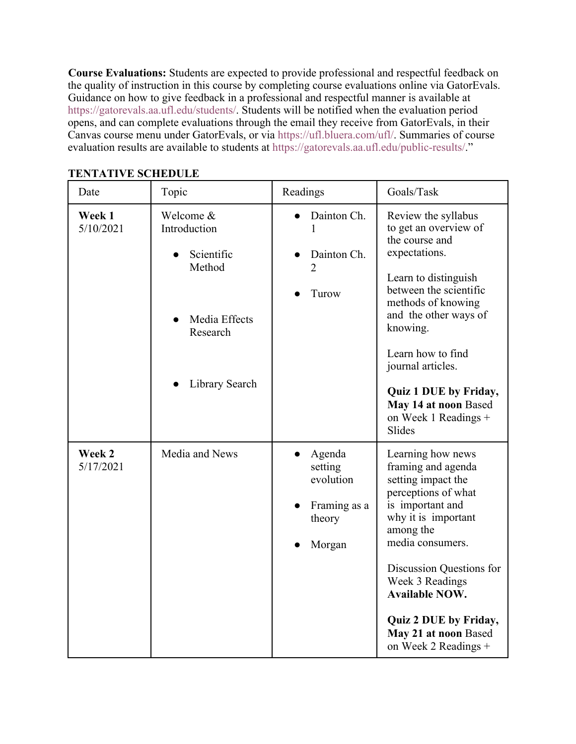**Course Evaluations:** Students are expected to provide professional and respectful feedback on the quality of instruction in this course by completing course evaluations online via GatorEvals. Guidance on how to give feedback in a professional and respectful manner is available at https://gatorevals.aa.ufl.edu/students/. Students will be notified when the evaluation period opens, and can complete evaluations through the email they receive from GatorEvals, in their Canvas course menu under GatorEvals, or via https://ufl.bluera.com/ufl/. Summaries of course evaluation results are available to students at https://gatorevals.aa.ufl.edu/public-results/."

**TENTATIVE SCHEDULE**

| Date | Topic | Readings | Goals/Task |
|---|---|---|---|
| **Week 1** 5/10/2021 | Welcome & Introduction<br>• Scientific Method<br>• Media Effects Research<br>• Library Search | • Dainton Ch. 1<br>• Dainton Ch. 2<br>• Turow | Review the syllabus to get an overview of the course and expectations.<br><br>Learn to distinguish between the scientific methods of knowing and the other ways of knowing.<br><br>Learn how to find journal articles.<br><br>**Quiz 1 DUE by Friday, May 14 at noon** Based on Week 1 Readings + Slides |
| **Week 2** 5/17/2021 | Media and News | • Agenda setting evolution<br>• Framing as a theory<br>• Morgan | Learning how news framing and agenda setting impact the perceptions of what is important and why it is important among the media consumers.<br><br>Discussion Questions for Week 3 Readings **Available NOW.**<br><br>**Quiz 2 DUE by Friday, May 21 at noon** Based on Week 2 Readings + |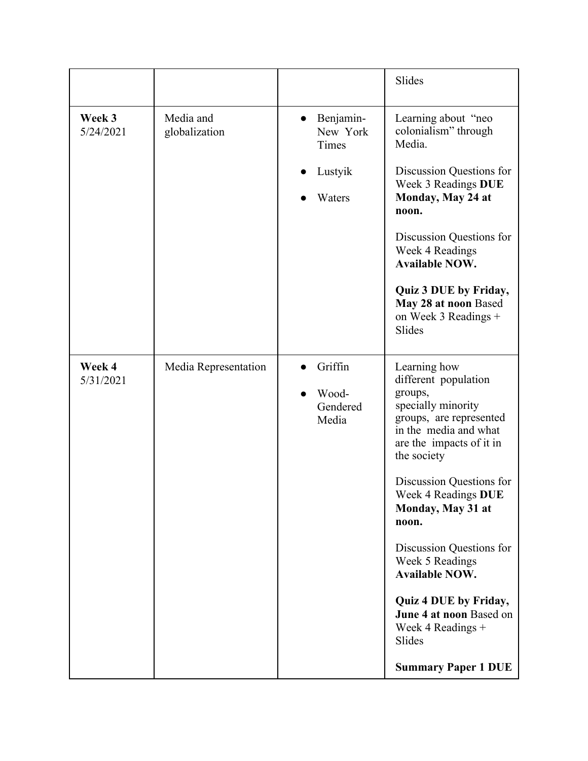| | | | |
|---|---|---|---|
| | | | Slides |
| **Week 3** 5/24/2021 | Media and globalization | • Benjamin- New York Times<br>• Lustyik<br>• Waters | Learning about "neo colonialism" through Media.<br><br>Discussion Questions for Week 3 Readings **DUE Monday, May 24 at noon.**<br><br>Discussion Questions for Week 4 Readings **Available NOW.**<br><br>**Quiz 3 DUE by Friday, May 28 at noon** Based on Week 3 Readings + Slides |
| **Week 4** 5/31/2021 | Media Representation | • Griffin<br>• Wood- Gendered Media | Learning how different population groups, specially minority groups, are represented in the media and what are the impacts of it in the society<br><br>Discussion Questions for Week 4 Readings **DUE Monday, May 31 at noon.**<br><br>Discussion Questions for Week 5 Readings **Available NOW.**<br><br>**Quiz 4 DUE by Friday, June 4 at noon** Based on Week 4 Readings + Slides<br><br>**Summary Paper 1 DUE** |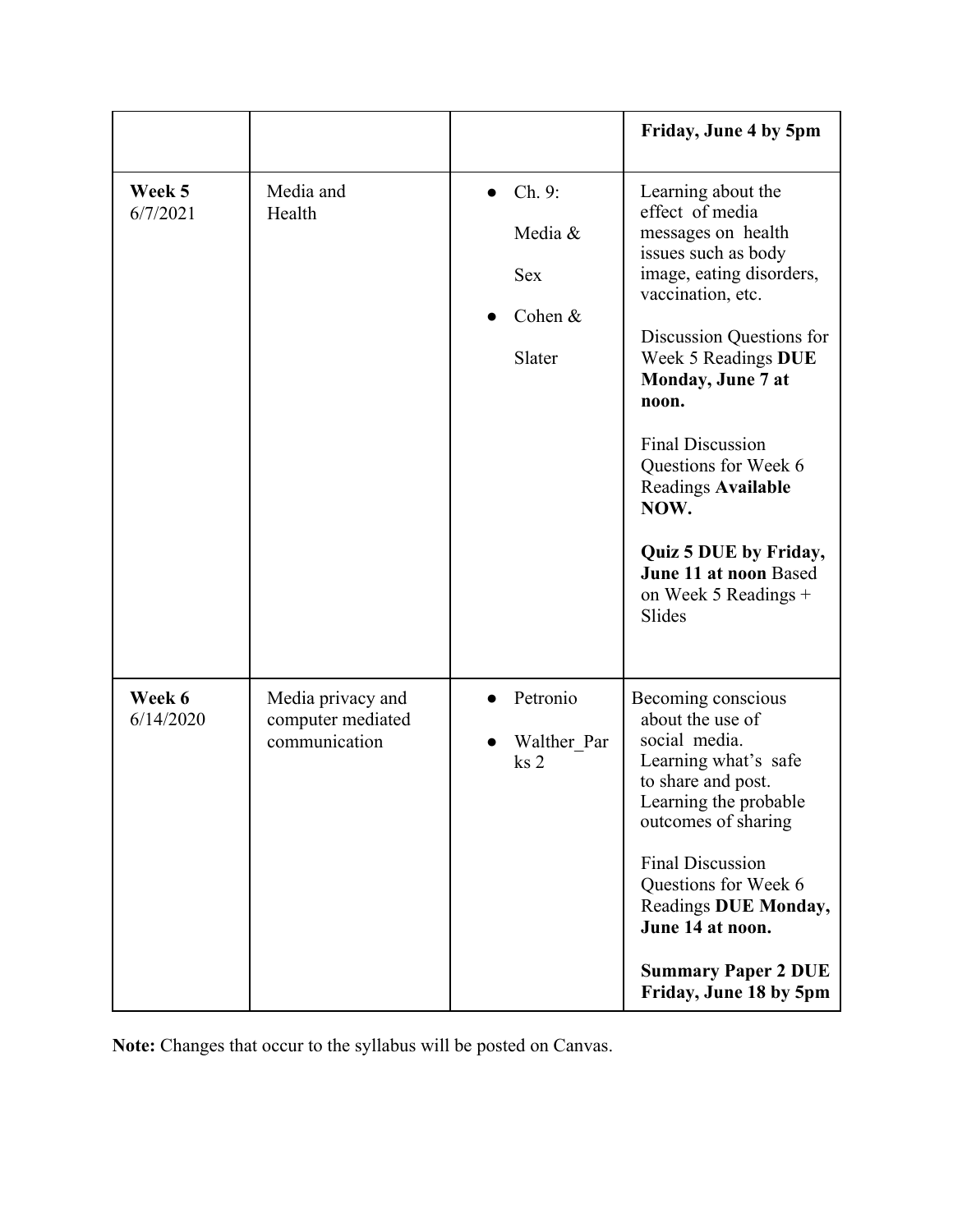| | | | |
|---|---|---|---|
| | | | **Friday, June 4 by 5pm** |
| **Week 5** 6/7/2021 | Media and Health | • Ch. 9: Media & Sex<br>• Cohen & Slater | Learning about the effect of media messages on health issues such as body image, eating disorders, vaccination, etc.<br><br>Discussion Questions for Week 5 Readings **DUE Monday, June 7 at noon.**<br><br>Final Discussion Questions for Week 6 Readings **Available NOW.**<br><br>**Quiz 5 DUE by Friday, June 11 at noon** Based on Week 5 Readings + Slides |
| **Week 6** 6/14/2020 | Media privacy and computer mediated communication | • Petronio<br>• Walther_Parks 2 | Becoming conscious about the use of social media. Learning what's safe to share and post. Learning the probable outcomes of sharing<br><br>Final Discussion Questions for Week 6 Readings **DUE Monday, June 14 at noon.**<br><br>**Summary Paper 2 DUE Friday, June 18 by 5pm** |

**Note:** Changes that occur to the syllabus will be posted on Canvas.